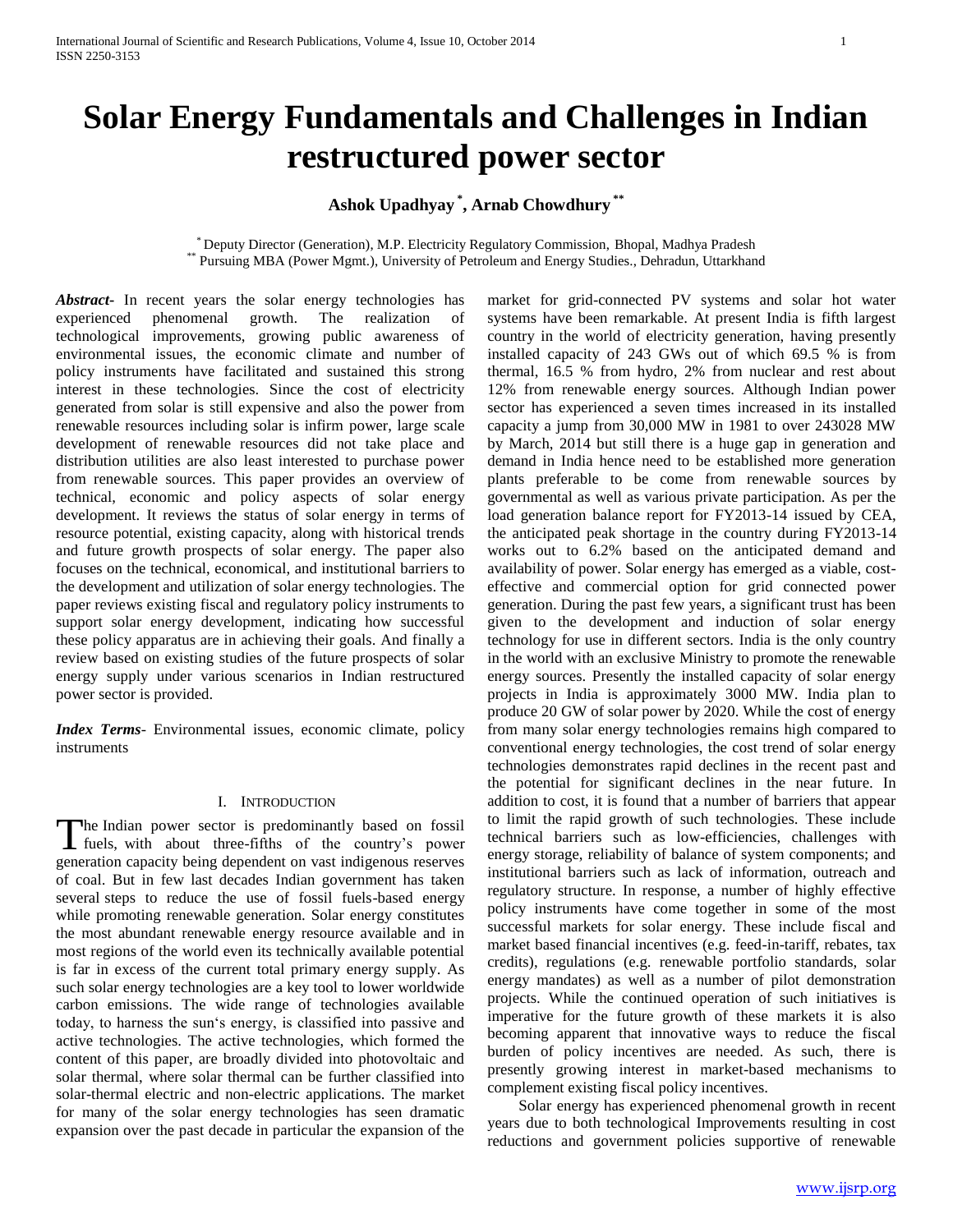# Solar Energy Fundamentals and Challenges in Indian restructured power sector

**Ashok Upadhyay [*], Arnab Chowdhury [**]**

[*] Deputy Director (Generation), M.P. Electricity Regulatory Commission, Bhopal, Madhya Pradesh
[**] Pursuing MBA (Power Mgmt.), University of Petroleum and Energy Studies., Dehradun, Uttarkhand

***Abstract-*** In recent years the solar energy technologies has experienced phenomenal growth. The realization of technological improvements, growing public awareness of environmental issues, the economic climate and number of policy instruments have facilitated and sustained this strong interest in these technologies. Since the cost of electricity generated from solar is still expensive and also the power from renewable resources including solar is infirm power, large scale development of renewable resources did not take place and distribution utilities are also least interested to purchase power from renewable sources. This paper provides an overview of technical, economic and policy aspects of solar energy development. It reviews the status of solar energy in terms of resource potential, existing capacity, along with historical trends and future growth prospects of solar energy. The paper also focuses on the technical, economical, and institutional barriers to the development and utilization of solar energy technologies. The paper reviews existing fiscal and regulatory policy instruments to support solar energy development, indicating how successful these policy apparatus are in achieving their goals. And finally a review based on existing studies of the future prospects of solar energy supply under various scenarios in Indian restructured power sector is provided.

***Index Terms*-** Environmental issues, economic climate, policy instruments

## I. Introduction

The Indian power sector is predominantly based on fossil fuels, with about three-fifths of the country's power generation capacity being dependent on vast indigenous reserves of coal. But in few last decades Indian government has taken several steps to reduce the use of fossil fuels-based energy while promoting renewable generation. Solar energy constitutes the most abundant renewable energy resource available and in most regions of the world even its technically available potential is far in excess of the current total primary energy supply. As such solar energy technologies are a key tool to lower worldwide carbon emissions. The wide range of technologies available today, to harness the sun's energy, is classified into passive and active technologies. The active technologies, which formed the content of this paper, are broadly divided into photovoltaic and solar thermal, where solar thermal can be further classified into solar-thermal electric and non-electric applications. The market for many of the solar energy technologies has seen dramatic expansion over the past decade in particular the expansion of the market for grid-connected PV systems and solar hot water systems have been remarkable. At present India is fifth largest country in the world of electricity generation, having presently installed capacity of 243 GWs out of which 69.5 % is from thermal, 16.5 % from hydro, 2% from nuclear and rest about 12% from renewable energy sources. Although Indian power sector has experienced a seven times increased in its installed capacity a jump from 30,000 MW in 1981 to over 243028 MW by March, 2014 but still there is a huge gap in generation and demand in India hence need to be established more generation plants preferable to be come from renewable sources by governmental as well as various private participation. As per the load generation balance report for FY2013-14 issued by CEA, the anticipated peak shortage in the country during FY2013-14 works out to 6.2% based on the anticipated demand and availability of power. Solar energy has emerged as a viable, cost-effective and commercial option for grid connected power generation. During the past few years, a significant trust has been given to the development and induction of solar energy technology for use in different sectors. India is the only country in the world with an exclusive Ministry to promote the renewable energy sources. Presently the installed capacity of solar energy projects in India is approximately 3000 MW. India plan to produce 20 GW of solar power by 2020. While the cost of energy from many solar energy technologies remains high compared to conventional energy technologies, the cost trend of solar energy technologies demonstrates rapid declines in the recent past and the potential for significant declines in the near future. In addition to cost, it is found that a number of barriers that appear to limit the rapid growth of such technologies. These include technical barriers such as low-efficiencies, challenges with energy storage, reliability of balance of system components; and institutional barriers such as lack of information, outreach and regulatory structure. In response, a number of highly effective policy instruments have come together in some of the most successful markets for solar energy. These include fiscal and market based financial incentives (e.g. feed-in-tariff, rebates, tax credits), regulations (e.g. renewable portfolio standards, solar energy mandates) as well as a number of pilot demonstration projects. While the continued operation of such initiatives is imperative for the future growth of these markets it is also becoming apparent that innovative ways to reduce the fiscal burden of policy incentives are needed. As such, there is presently growing interest in market-based mechanisms to complement existing fiscal policy incentives.

Solar energy has experienced phenomenal growth in recent years due to both technological Improvements resulting in cost reductions and government policies supportive of renewable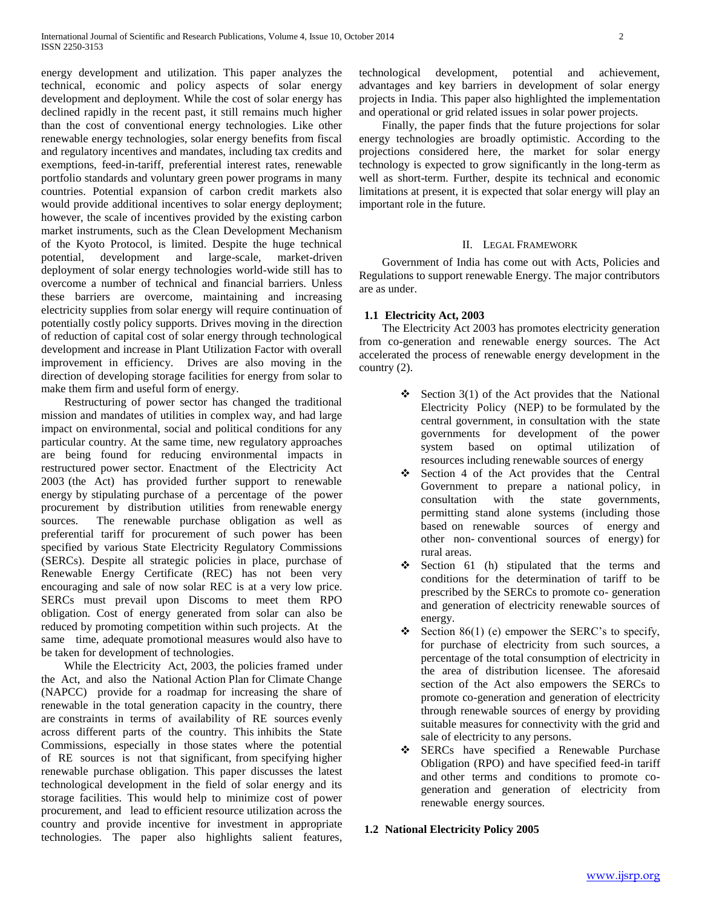energy development and utilization. This paper analyzes the technical, economic and policy aspects of solar energy development and deployment. While the cost of solar energy has declined rapidly in the recent past, it still remains much higher than the cost of conventional energy technologies. Like other renewable energy technologies, solar energy benefits from fiscal and regulatory incentives and mandates, including tax credits and exemptions, feed-in-tariff, preferential interest rates, renewable portfolio standards and voluntary green power programs in many countries. Potential expansion of carbon credit markets also would provide additional incentives to solar energy deployment; however, the scale of incentives provided by the existing carbon market instruments, such as the Clean Development Mechanism of the Kyoto Protocol, is limited. Despite the huge technical potential, development and large-scale, market-driven deployment of solar energy technologies world-wide still has to overcome a number of technical and financial barriers. Unless these barriers are overcome, maintaining and increasing electricity supplies from solar energy will require continuation of potentially costly policy supports. Drives moving in the direction of reduction of capital cost of solar energy through technological development and increase in Plant Utilization Factor with overall improvement in efficiency. Drives are also moving in the direction of developing storage facilities for energy from solar to make them firm and useful form of energy.

Restructuring of power sector has changed the traditional mission and mandates of utilities in complex way, and had large impact on environmental, social and political conditions for any particular country. At the same time, new regulatory approaches are being found for reducing environmental impacts in restructured power sector. Enactment of the Electricity Act 2003 (the Act) has provided further support to renewable energy by stipulating purchase of a percentage of the power procurement by distribution utilities from renewable energy sources. The renewable purchase obligation as well as preferential tariff for procurement of such power has been specified by various State Electricity Regulatory Commissions (SERCs). Despite all strategic policies in place, purchase of Renewable Energy Certificate (REC) has not been very encouraging and sale of now solar REC is at a very low price. SERCs must prevail upon Discoms to meet them RPO obligation. Cost of energy generated from solar can also be reduced by promoting competition within such projects. At the same time, adequate promotional measures would also have to be taken for development of technologies.

While the Electricity Act, 2003, the policies framed under the Act, and also the National Action Plan for Climate Change (NAPCC) provide for a roadmap for increasing the share of renewable in the total generation capacity in the country, there are constraints in terms of availability of RE sources evenly across different parts of the country. This inhibits the State Commissions, especially in those states where the potential of RE sources is not that significant, from specifying higher renewable purchase obligation. This paper discusses the latest technological development in the field of solar energy and its storage facilities. This would help to minimize cost of power procurement, and lead to efficient resource utilization across the country and provide incentive for investment in appropriate technologies. The paper also highlights salient features, technological development, potential and achievement, advantages and key barriers in development of solar energy projects in India. This paper also highlighted the implementation and operational or grid related issues in solar power projects.

Finally, the paper finds that the future projections for solar energy technologies are broadly optimistic. According to the projections considered here, the market for solar energy technology is expected to grow significantly in the long-term as well as short-term. Further, despite its technical and economic limitations at present, it is expected that solar energy will play an important role in the future.

## II. Legal Framework

Government of India has come out with Acts, Policies and Regulations to support renewable Energy. The major contributors are as under.

### 1.1 Electricity Act, 2003

The Electricity Act 2003 has promotes electricity generation from co-generation and renewable energy sources. The Act accelerated the process of renewable energy development in the country (2).

- Section 3(1) of the Act provides that the National Electricity Policy (NEP) to be formulated by the central government, in consultation with the state governments for development of the power system based on optimal utilization of resources including renewable sources of energy
- Section 4 of the Act provides that the Central Government to prepare a national policy, in consultation with the state governments, permitting stand alone systems (including those based on renewable sources of energy and other non- conventional sources of energy) for rural areas.
- Section 61 (h) stipulated that the terms and conditions for the determination of tariff to be prescribed by the SERCs to promote co- generation and generation of electricity renewable sources of energy.
- Section 86(1) (e) empower the SERC's to specify, for purchase of electricity from such sources, a percentage of the total consumption of electricity in the area of distribution licensee. The aforesaid section of the Act also empowers the SERCs to promote co-generation and generation of electricity through renewable sources of energy by providing suitable measures for connectivity with the grid and sale of electricity to any persons.
- SERCs have specified a Renewable Purchase Obligation (RPO) and have specified feed-in tariff and other terms and conditions to promote co-generation and generation of electricity from renewable energy sources.

### 1.2 National Electricity Policy 2005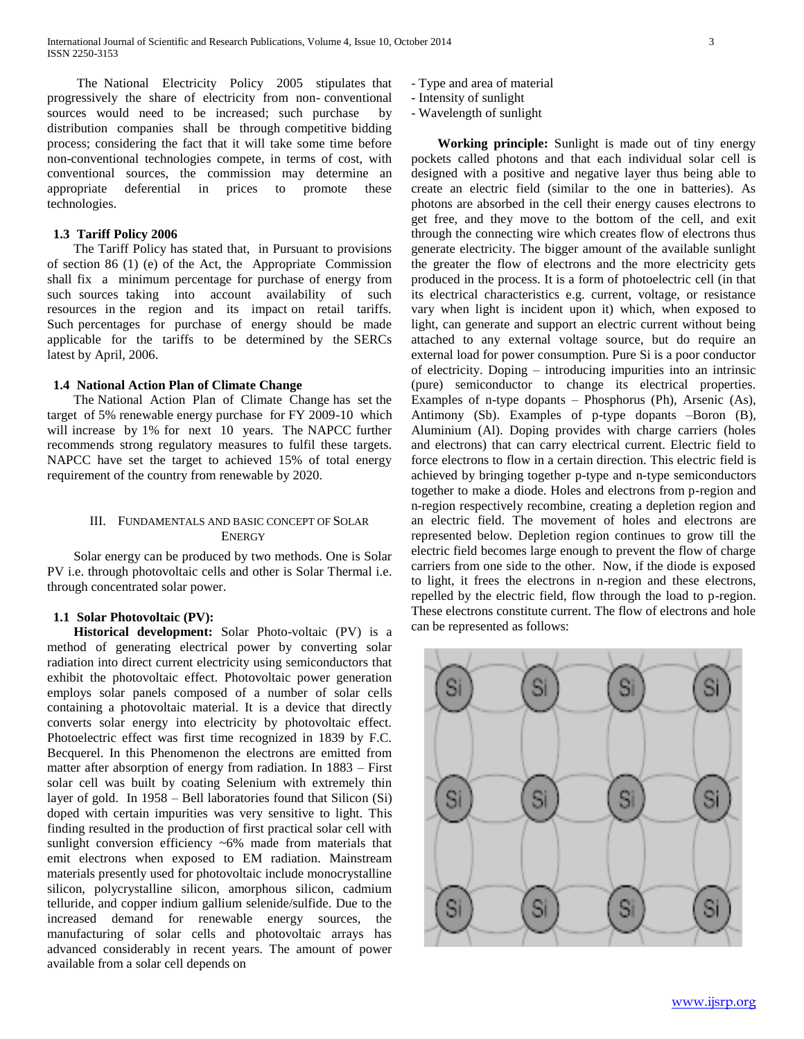The National Electricity Policy 2005 stipulates that progressively the share of electricity from non- conventional sources would need to be increased; such purchase by distribution companies shall be through competitive bidding process; considering the fact that it will take some time before non-conventional technologies compete, in terms of cost, with conventional sources, the commission may determine an appropriate deferential in prices to promote these technologies.

### 1.3 Tariff Policy 2006

The Tariff Policy has stated that, in Pursuant to provisions of section 86 (1) (e) of the Act, the Appropriate Commission shall fix a minimum percentage for purchase of energy from such sources taking into account availability of such resources in the region and its impact on retail tariffs. Such percentages for purchase of energy should be made applicable for the tariffs to be determined by the SERCs latest by April, 2006.

### 1.4 National Action Plan of Climate Change

The National Action Plan of Climate Change has set the target of 5% renewable energy purchase for FY 2009-10 which will increase by 1% for next 10 years. The NAPCC further recommends strong regulatory measures to fulfil these targets. NAPCC have set the target to achieved 15% of total energy requirement of the country from renewable by 2020.

## III. Fundamentals and Basic Concept of Solar Energy

Solar energy can be produced by two methods. One is Solar PV i.e. through photovoltaic cells and other is Solar Thermal i.e. through concentrated solar power.

### 1.1 Solar Photovoltaic (PV):

**Historical development:** Solar Photo-voltaic (PV) is a method of generating electrical power by converting solar radiation into direct current electricity using semiconductors that exhibit the photovoltaic effect. Photovoltaic power generation employs solar panels composed of a number of solar cells containing a photovoltaic material. It is a device that directly converts solar energy into electricity by photovoltaic effect. Photoelectric effect was first time recognized in 1839 by F.C. Becquerel. In this Phenomenon the electrons are emitted from matter after absorption of energy from radiation. In 1883 – First solar cell was built by coating Selenium with extremely thin layer of gold. In 1958 – Bell laboratories found that Silicon (Si) doped with certain impurities was very sensitive to light. This finding resulted in the production of first practical solar cell with sunlight conversion efficiency ~6% made from materials that emit electrons when exposed to EM radiation. Mainstream materials presently used for photovoltaic include monocrystalline silicon, polycrystalline silicon, amorphous silicon, cadmium telluride, and copper indium gallium selenide/sulfide. Due to the increased demand for renewable energy sources, the manufacturing of solar cells and photovoltaic arrays has advanced considerably in recent years. The amount of power available from a solar cell depends on

- Type and area of material
- Intensity of sunlight
- Wavelength of sunlight

**Working principle:** Sunlight is made out of tiny energy pockets called photons and that each individual solar cell is designed with a positive and negative layer thus being able to create an electric field (similar to the one in batteries). As photons are absorbed in the cell their energy causes electrons to get free, and they move to the bottom of the cell, and exit through the connecting wire which creates flow of electrons thus generate electricity. The bigger amount of the available sunlight the greater the flow of electrons and the more electricity gets produced in the process. It is a form of photoelectric cell (in that its electrical characteristics e.g. current, voltage, or resistance vary when light is incident upon it) which, when exposed to light, can generate and support an electric current without being attached to any external voltage source, but do require an external load for power consumption. Pure Si is a poor conductor of electricity. Doping – introducing impurities into an intrinsic (pure) semiconductor to change its electrical properties. Examples of n-type dopants – Phosphorus (Ph), Arsenic (As), Antimony (Sb). Examples of p-type dopants –Boron (B), Aluminium (Al). Doping provides with charge carriers (holes and electrons) that can carry electrical current. Electric field to force electrons to flow in a certain direction. This electric field is achieved by bringing together p-type and n-type semiconductors together to make a diode. Holes and electrons from p-region and n-region respectively recombine, creating a depletion region and an electric field. The movement of holes and electrons are represented below. Depletion region continues to grow till the electric field becomes large enough to prevent the flow of charge carriers from one side to the other. Now, if the diode is exposed to light, it frees the electrons in n-region and these electrons, repelled by the electric field, flow through the load to p-region. These electrons constitute current. The flow of electrons and hole can be represented as follows: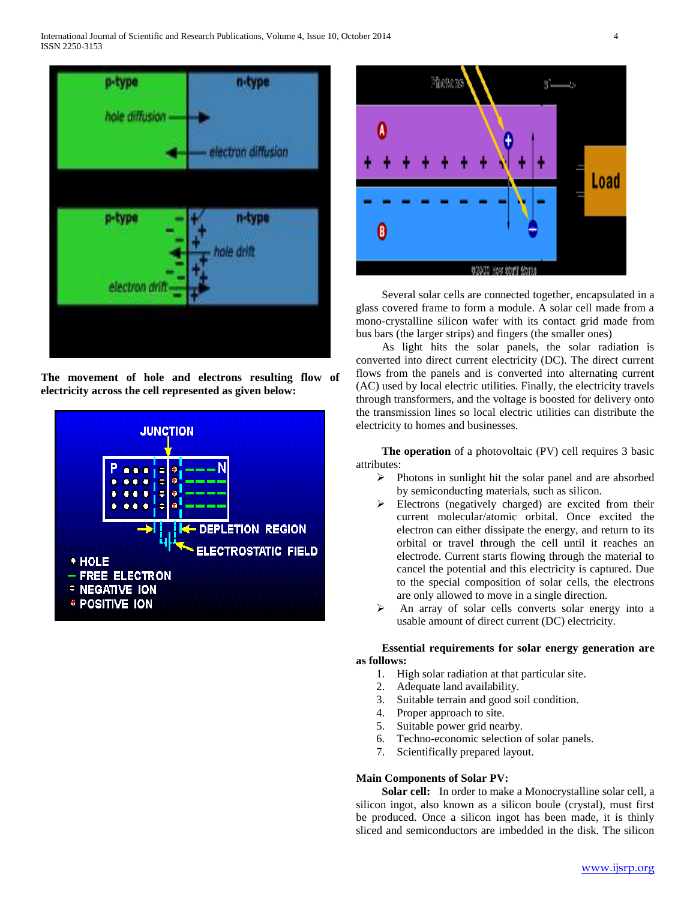**The movement of hole and electrons resulting flow of electricity across the cell represented as given below:**

Several solar cells are connected together, encapsulated in a glass covered frame to form a module. A solar cell made from a mono-crystalline silicon wafer with its contact grid made from bus bars (the larger strips) and fingers (the smaller ones)

As light hits the solar panels, the solar radiation is converted into direct current electricity (DC). The direct current flows from the panels and is converted into alternating current (AC) used by local electric utilities. Finally, the electricity travels through transformers, and the voltage is boosted for delivery onto the transmission lines so local electric utilities can distribute the electricity to homes and businesses.

**The operation** of a photovoltaic (PV) cell requires 3 basic attributes:

- Photons in sunlight hit the solar panel and are absorbed by semiconducting materials, such as silicon.
- Electrons (negatively charged) are excited from their current molecular/atomic orbital. Once excited the electron can either dissipate the energy, and return to its orbital or travel through the cell until it reaches an electrode. Current starts flowing through the material to cancel the potential and this electricity is captured. Due to the special composition of solar cells, the electrons are only allowed to move in a single direction.
- An array of solar cells converts solar energy into a usable amount of direct current (DC) electricity.

**Essential requirements for solar energy generation are as follows:**

1. High solar radiation at that particular site.
2. Adequate land availability.
3. Suitable terrain and good soil condition.
4. Proper approach to site.
5. Suitable power grid nearby.
6. Techno-economic selection of solar panels.
7. Scientifically prepared layout.

**Main Components of Solar PV:**

**Solar cell:** In order to make a Monocrystalline solar cell, a silicon ingot, also known as a silicon boule (crystal), must first be produced. Once a silicon ingot has been made, it is thinly sliced and semiconductors are imbedded in the disk. The silicon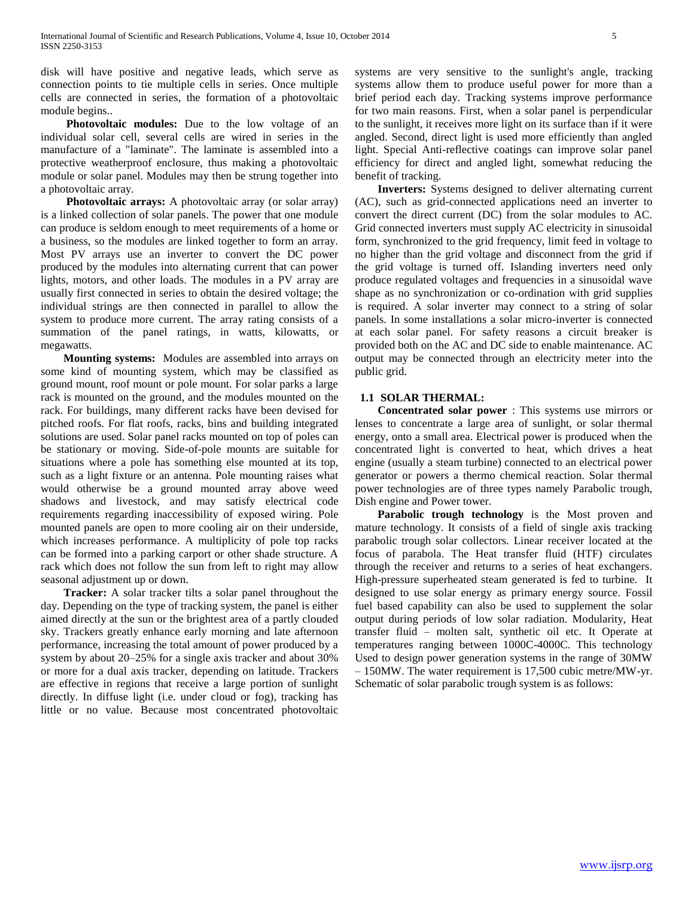disk will have positive and negative leads, which serve as connection points to tie multiple cells in series. Once multiple cells are connected in series, the formation of a photovoltaic module begins..

**Photovoltaic modules:** Due to the low voltage of an individual solar cell, several cells are wired in series in the manufacture of a "laminate". The laminate is assembled into a protective weatherproof enclosure, thus making a photovoltaic module or solar panel. Modules may then be strung together into a photovoltaic array.

**Photovoltaic arrays:** A photovoltaic array (or solar array) is a linked collection of solar panels. The power that one module can produce is seldom enough to meet requirements of a home or a business, so the modules are linked together to form an array. Most PV arrays use an inverter to convert the DC power produced by the modules into alternating current that can power lights, motors, and other loads. The modules in a PV array are usually first connected in series to obtain the desired voltage; the individual strings are then connected in parallel to allow the system to produce more current. The array rating consists of a summation of the panel ratings, in watts, kilowatts, or megawatts.

**Mounting systems:** Modules are assembled into arrays on some kind of mounting system, which may be classified as ground mount, roof mount or pole mount. For solar parks a large rack is mounted on the ground, and the modules mounted on the rack. For buildings, many different racks have been devised for pitched roofs. For flat roofs, racks, bins and building integrated solutions are used. Solar panel racks mounted on top of poles can be stationary or moving. Side-of-pole mounts are suitable for situations where a pole has something else mounted at its top, such as a light fixture or an antenna. Pole mounting raises what would otherwise be a ground mounted array above weed shadows and livestock, and may satisfy electrical code requirements regarding inaccessibility of exposed wiring. Pole mounted panels are open to more cooling air on their underside, which increases performance. A multiplicity of pole top racks can be formed into a parking carport or other shade structure. A rack which does not follow the sun from left to right may allow seasonal adjustment up or down.

**Tracker:** A solar tracker tilts a solar panel throughout the day. Depending on the type of tracking system, the panel is either aimed directly at the sun or the brightest area of a partly clouded sky. Trackers greatly enhance early morning and late afternoon performance, increasing the total amount of power produced by a system by about 20–25% for a single axis tracker and about 30% or more for a dual axis tracker, depending on latitude. Trackers are effective in regions that receive a large portion of sunlight directly. In diffuse light (i.e. under cloud or fog), tracking has little or no value. Because most concentrated photovoltaic systems are very sensitive to the sunlight's angle, tracking systems allow them to produce useful power for more than a brief period each day. Tracking systems improve performance for two main reasons. First, when a solar panel is perpendicular to the sunlight, it receives more light on its surface than if it were angled. Second, direct light is used more efficiently than angled light. Special Anti-reflective coatings can improve solar panel efficiency for direct and angled light, somewhat reducing the benefit of tracking.

**Inverters:** Systems designed to deliver alternating current (AC), such as grid-connected applications need an inverter to convert the direct current (DC) from the solar modules to AC. Grid connected inverters must supply AC electricity in sinusoidal form, synchronized to the grid frequency, limit feed in voltage to no higher than the grid voltage and disconnect from the grid if the grid voltage is turned off. Islanding inverters need only produce regulated voltages and frequencies in a sinusoidal wave shape as no synchronization or co-ordination with grid supplies is required. A solar inverter may connect to a string of solar panels. In some installations a solar micro-inverter is connected at each solar panel. For safety reasons a circuit breaker is provided both on the AC and DC side to enable maintenance. AC output may be connected through an electricity meter into the public grid.

## 1.1 SOLAR THERMAL:

**Concentrated solar power** : This systems use mirrors or lenses to concentrate a large area of sunlight, or solar thermal energy, onto a small area. Electrical power is produced when the concentrated light is converted to heat, which drives a heat engine (usually a steam turbine) connected to an electrical power generator or powers a thermo chemical reaction. Solar thermal power technologies are of three types namely Parabolic trough, Dish engine and Power tower.

**Parabolic trough technology** is the Most proven and mature technology. It consists of a field of single axis tracking parabolic trough solar collectors. Linear receiver located at the focus of parabola. The Heat transfer fluid (HTF) circulates through the receiver and returns to a series of heat exchangers. High-pressure superheated steam generated is fed to turbine. It designed to use solar energy as primary energy source. Fossil fuel based capability can also be used to supplement the solar output during periods of low solar radiation. Modularity, Heat transfer fluid – molten salt, synthetic oil etc. It Operate at temperatures ranging between 1000C-4000C. This technology Used to design power generation systems in the range of 30MW – 150MW. The water requirement is 17,500 cubic metre/MW-yr. Schematic of solar parabolic trough system is as follows: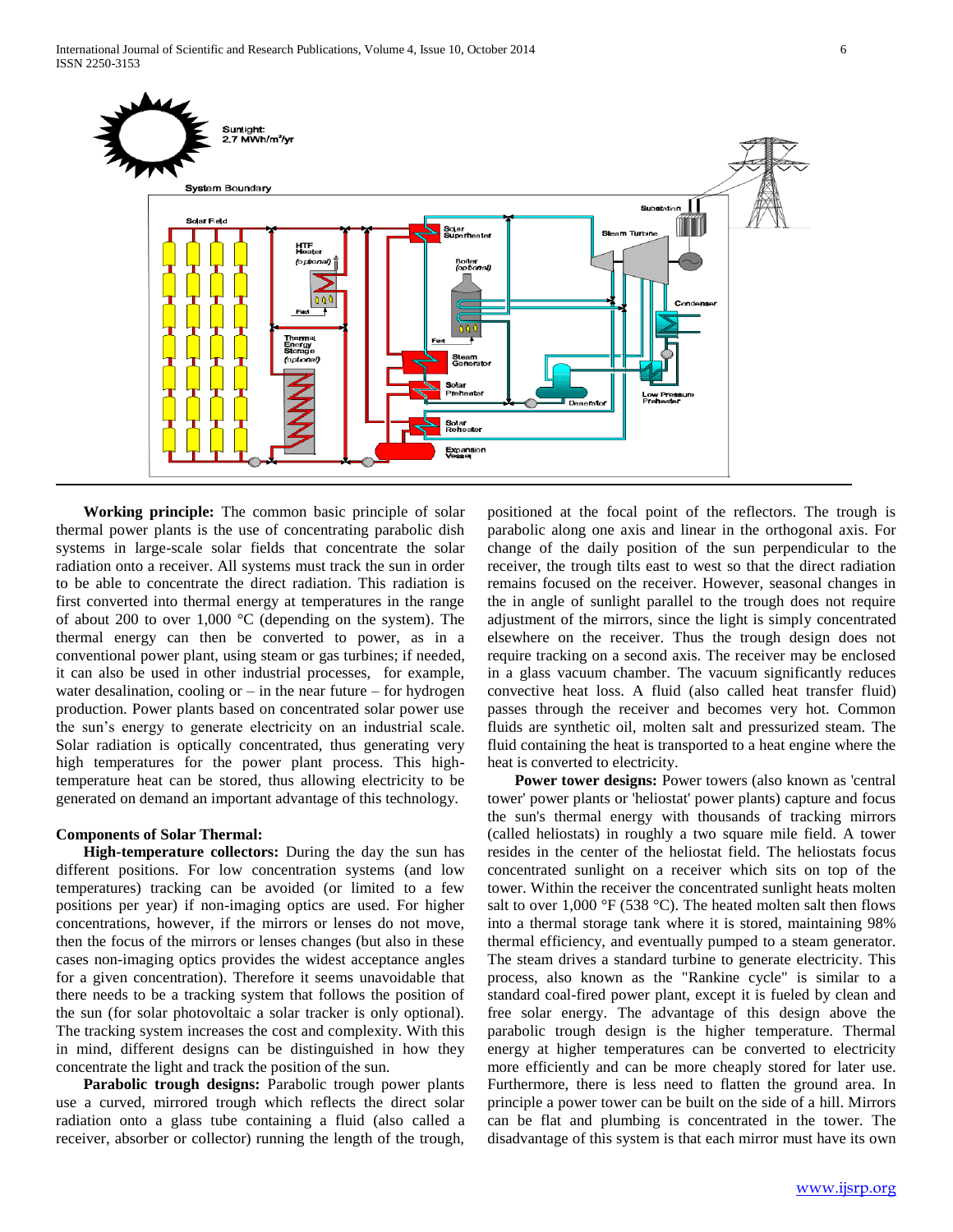**Working principle:** The common basic principle of solar thermal power plants is the use of concentrating parabolic dish systems in large-scale solar fields that concentrate the solar radiation onto a receiver. All systems must track the sun in order to be able to concentrate the direct radiation. This radiation is first converted into thermal energy at temperatures in the range of about 200 to over 1,000 °C (depending on the system). The thermal energy can then be converted to power, as in a conventional power plant, using steam or gas turbines; if needed, it can also be used in other industrial processes, for example, water desalination, cooling or – in the near future – for hydrogen production. Power plants based on concentrated solar power use the sun's energy to generate electricity on an industrial scale. Solar radiation is optically concentrated, thus generating very high temperatures for the power plant process. This high-temperature heat can be stored, thus allowing electricity to be generated on demand an important advantage of this technology.

**Components of Solar Thermal:**

**High-temperature collectors:** During the day the sun has different positions. For low concentration systems (and low temperatures) tracking can be avoided (or limited to a few positions per year) if non-imaging optics are used. For higher concentrations, however, if the mirrors or lenses do not move, then the focus of the mirrors or lenses changes (but also in these cases non-imaging optics provides the widest acceptance angles for a given concentration). Therefore it seems unavoidable that there needs to be a tracking system that follows the position of the sun (for solar photovoltaic a solar tracker is only optional). The tracking system increases the cost and complexity. With this in mind, different designs can be distinguished in how they concentrate the light and track the position of the sun.

**Parabolic trough designs:** Parabolic trough power plants use a curved, mirrored trough which reflects the direct solar radiation onto a glass tube containing a fluid (also called a receiver, absorber or collector) running the length of the trough, positioned at the focal point of the reflectors. The trough is parabolic along one axis and linear in the orthogonal axis. For change of the daily position of the sun perpendicular to the receiver, the trough tilts east to west so that the direct radiation remains focused on the receiver. However, seasonal changes in the in angle of sunlight parallel to the trough does not require adjustment of the mirrors, since the light is simply concentrated elsewhere on the receiver. Thus the trough design does not require tracking on a second axis. The receiver may be enclosed in a glass vacuum chamber. The vacuum significantly reduces convective heat loss. A fluid (also called heat transfer fluid) passes through the receiver and becomes very hot. Common fluids are synthetic oil, molten salt and pressurized steam. The fluid containing the heat is transported to a heat engine where the heat is converted to electricity.

**Power tower designs:** Power towers (also known as 'central tower' power plants or 'heliostat' power plants) capture and focus the sun's thermal energy with thousands of tracking mirrors (called heliostats) in roughly a two square mile field. A tower resides in the center of the heliostat field. The heliostats focus concentrated sunlight on a receiver which sits on top of the tower. Within the receiver the concentrated sunlight heats molten salt to over 1,000 °F (538 °C). The heated molten salt then flows into a thermal storage tank where it is stored, maintaining 98% thermal efficiency, and eventually pumped to a steam generator. The steam drives a standard turbine to generate electricity. This process, also known as the "Rankine cycle" is similar to a standard coal-fired power plant, except it is fueled by clean and free solar energy. The advantage of this design above the parabolic trough design is the higher temperature. Thermal energy at higher temperatures can be converted to electricity more efficiently and can be more cheaply stored for later use. Furthermore, there is less need to flatten the ground area. In principle a power tower can be built on the side of a hill. Mirrors can be flat and plumbing is concentrated in the tower. The disadvantage of this system is that each mirror must have its own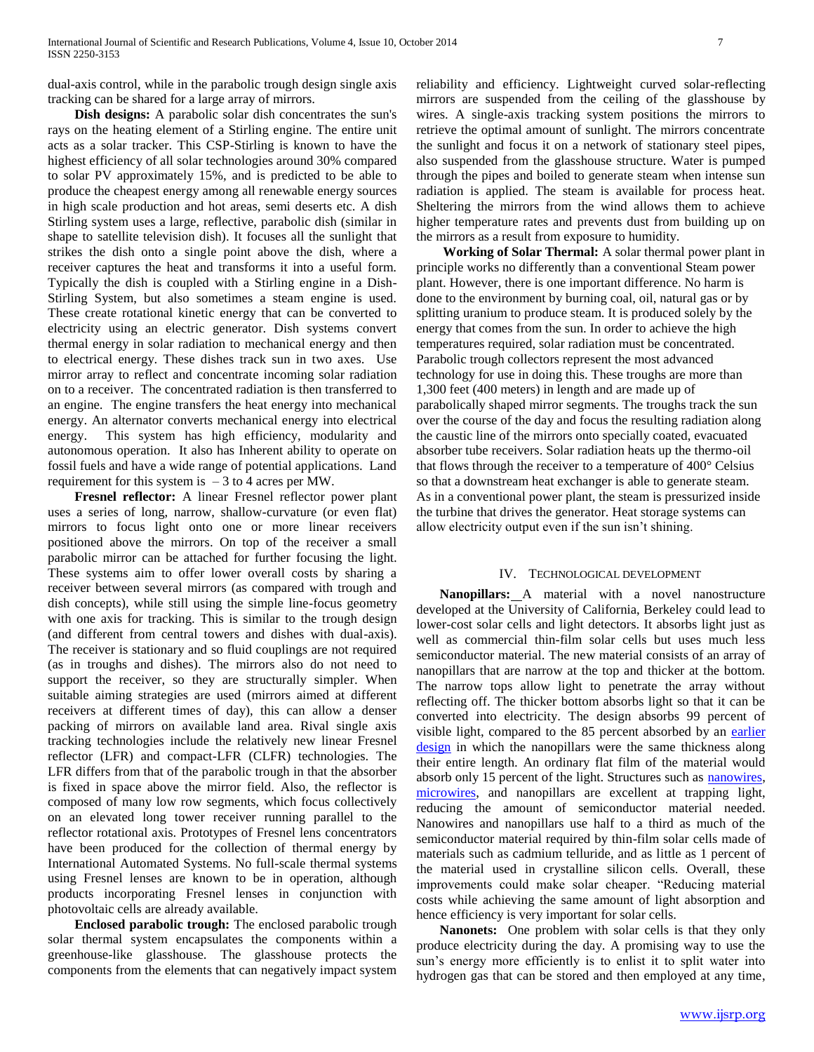dual-axis control, while in the parabolic trough design single axis tracking can be shared for a large array of mirrors.

**Dish designs:** A parabolic solar dish concentrates the sun's rays on the heating element of a Stirling engine. The entire unit acts as a solar tracker. This CSP-Stirling is known to have the highest efficiency of all solar technologies around 30% compared to solar PV approximately 15%, and is predicted to be able to produce the cheapest energy among all renewable energy sources in high scale production and hot areas, semi deserts etc. A dish Stirling system uses a large, reflective, parabolic dish (similar in shape to satellite television dish). It focuses all the sunlight that strikes the dish onto a single point above the dish, where a receiver captures the heat and transforms it into a useful form. Typically the dish is coupled with a Stirling engine in a Dish-Stirling System, but also sometimes a steam engine is used. These create rotational kinetic energy that can be converted to electricity using an electric generator. Dish systems convert thermal energy in solar radiation to mechanical energy and then to electrical energy. These dishes track sun in two axes. Use mirror array to reflect and concentrate incoming solar radiation on to a receiver. The concentrated radiation is then transferred to an engine. The engine transfers the heat energy into mechanical energy. An alternator converts mechanical energy into electrical energy. This system has high efficiency, modularity and autonomous operation. It also has Inherent ability to operate on fossil fuels and have a wide range of potential applications. Land requirement for this system is – 3 to 4 acres per MW.

**Fresnel reflector:** A linear Fresnel reflector power plant uses a series of long, narrow, shallow-curvature (or even flat) mirrors to focus light onto one or more linear receivers positioned above the mirrors. On top of the receiver a small parabolic mirror can be attached for further focusing the light. These systems aim to offer lower overall costs by sharing a receiver between several mirrors (as compared with trough and dish concepts), while still using the simple line-focus geometry with one axis for tracking. This is similar to the trough design (and different from central towers and dishes with dual-axis). The receiver is stationary and so fluid couplings are not required (as in troughs and dishes). The mirrors also do not need to support the receiver, so they are structurally simpler. When suitable aiming strategies are used (mirrors aimed at different receivers at different times of day), this can allow a denser packing of mirrors on available land area. Rival single axis tracking technologies include the relatively new linear Fresnel reflector (LFR) and compact-LFR (CLFR) technologies. The LFR differs from that of the parabolic trough in that the absorber is fixed in space above the mirror field. Also, the reflector is composed of many low row segments, which focus collectively on an elevated long tower receiver running parallel to the reflector rotational axis. Prototypes of Fresnel lens concentrators have been produced for the collection of thermal energy by International Automated Systems. No full-scale thermal systems using Fresnel lenses are known to be in operation, although products incorporating Fresnel lenses in conjunction with photovoltaic cells are already available.

**Enclosed parabolic trough:** The enclosed parabolic trough solar thermal system encapsulates the components within a greenhouse-like glasshouse. The glasshouse protects the components from the elements that can negatively impact system reliability and efficiency. Lightweight curved solar-reflecting mirrors are suspended from the ceiling of the glasshouse by wires. A single-axis tracking system positions the mirrors to retrieve the optimal amount of sunlight. The mirrors concentrate the sunlight and focus it on a network of stationary steel pipes, also suspended from the glasshouse structure. Water is pumped through the pipes and boiled to generate steam when intense sun radiation is applied. The steam is available for process heat. Sheltering the mirrors from the wind allows them to achieve higher temperature rates and prevents dust from building up on the mirrors as a result from exposure to humidity.

**Working of Solar Thermal:** A solar thermal power plant in principle works no differently than a conventional Steam power plant. However, there is one important difference. No harm is done to the environment by burning coal, oil, natural gas or by splitting uranium to produce steam. It is produced solely by the energy that comes from the sun. In order to achieve the high temperatures required, solar radiation must be concentrated. Parabolic trough collectors represent the most advanced technology for use in doing this. These troughs are more than 1,300 feet (400 meters) in length and are made up of parabolically shaped mirror segments. The troughs track the sun over the course of the day and focus the resulting radiation along the caustic line of the mirrors onto specially coated, evacuated absorber tube receivers. Solar radiation heats up the thermo-oil that flows through the receiver to a temperature of 400° Celsius so that a downstream heat exchanger is able to generate steam. As in a conventional power plant, the steam is pressurized inside the turbine that drives the generator. Heat storage systems can allow electricity output even if the sun isn't shining.

## IV. Technological Development

**Nanopillars:** A material with a novel nanostructure developed at the University of California, Berkeley could lead to lower-cost solar cells and light detectors. It absorbs light just as well as commercial thin-film solar cells but uses much less semiconductor material. The new material consists of an array of nanopillars that are narrow at the top and thicker at the bottom. The narrow tops allow light to penetrate the array without reflecting off. The thicker bottom absorbs light so that it can be converted into electricity. The design absorbs 99 percent of visible light, compared to the 85 percent absorbed by an earlier design in which the nanopillars were the same thickness along their entire length. An ordinary flat film of the material would absorb only 15 percent of the light. Structures such as nanowires, microwires, and nanopillars are excellent at trapping light, reducing the amount of semiconductor material needed. Nanowires and nanopillars use half to a third as much of the semiconductor material required by thin-film solar cells made of materials such as cadmium telluride, and as little as 1 percent of the material used in crystalline silicon cells. Overall, these improvements could make solar cheaper. "Reducing material costs while achieving the same amount of light absorption and hence efficiency is very important for solar cells.

**Nanonets:** One problem with solar cells is that they only produce electricity during the day. A promising way to use the sun's energy more efficiently is to enlist it to split water into hydrogen gas that can be stored and then employed at any time,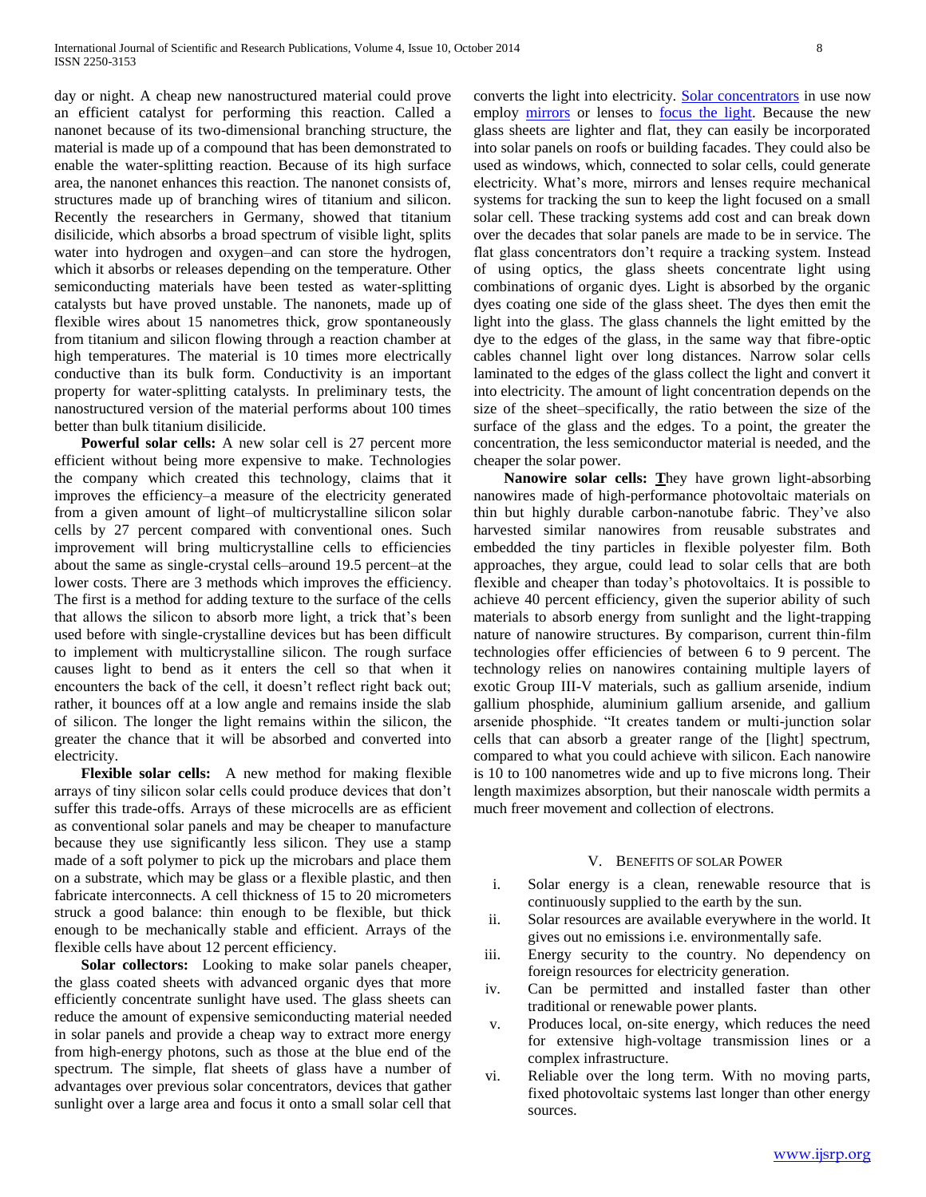day or night. A cheap new nanostructured material could prove an efficient catalyst for performing this reaction. Called a nanonet because of its two-dimensional branching structure, the material is made up of a compound that has been demonstrated to enable the water-splitting reaction. Because of its high surface area, the nanonet enhances this reaction. The nanonet consists of, structures made up of branching wires of titanium and silicon. Recently the researchers in Germany, showed that titanium disilicide, which absorbs a broad spectrum of visible light, splits water into hydrogen and oxygen–and can store the hydrogen, which it absorbs or releases depending on the temperature. Other semiconducting materials have been tested as water-splitting catalysts but have proved unstable. The nanonets, made up of flexible wires about 15 nanometres thick, grow spontaneously from titanium and silicon flowing through a reaction chamber at high temperatures. The material is 10 times more electrically conductive than its bulk form. Conductivity is an important property for water-splitting catalysts. In preliminary tests, the nanostructured version of the material performs about 100 times better than bulk titanium disilicide.

**Powerful solar cells:** A new solar cell is 27 percent more efficient without being more expensive to make. Technologies the company which created this technology, claims that it improves the efficiency–a measure of the electricity generated from a given amount of light–of multicrystalline silicon solar cells by 27 percent compared with conventional ones. Such improvement will bring multicrystalline cells to efficiencies about the same as single-crystal cells–around 19.5 percent–at the lower costs. There are 3 methods which improves the efficiency. The first is a method for adding texture to the surface of the cells that allows the silicon to absorb more light, a trick that's been used before with single-crystalline devices but has been difficult to implement with multicrystalline silicon. The rough surface causes light to bend as it enters the cell so that when it encounters the back of the cell, it doesn't reflect right back out; rather, it bounces off at a low angle and remains inside the slab of silicon. The longer the light remains within the silicon, the greater the chance that it will be absorbed and converted into electricity.

**Flexible solar cells:** A new method for making flexible arrays of tiny silicon solar cells could produce devices that don't suffer this trade-offs. Arrays of these microcells are as efficient as conventional solar panels and may be cheaper to manufacture because they use significantly less silicon. They use a stamp made of a soft polymer to pick up the microbars and place them on a substrate, which may be glass or a flexible plastic, and then fabricate interconnects. A cell thickness of 15 to 20 micrometers struck a good balance: thin enough to be flexible, but thick enough to be mechanically stable and efficient. Arrays of the flexible cells have about 12 percent efficiency.

**Solar collectors:** Looking to make solar panels cheaper, the glass coated sheets with advanced organic dyes that more efficiently concentrate sunlight have used. The glass sheets can reduce the amount of expensive semiconducting material needed in solar panels and provide a cheap way to extract more energy from high-energy photons, such as those at the blue end of the spectrum. The simple, flat sheets of glass have a number of advantages over previous solar concentrators, devices that gather sunlight over a large area and focus it onto a small solar cell that converts the light into electricity. Solar concentrators in use now employ mirrors or lenses to focus the light. Because the new glass sheets are lighter and flat, they can easily be incorporated into solar panels on roofs or building facades. They could also be used as windows, which, connected to solar cells, could generate electricity. What's more, mirrors and lenses require mechanical systems for tracking the sun to keep the light focused on a small solar cell. These tracking systems add cost and can break down over the decades that solar panels are made to be in service. The flat glass concentrators don't require a tracking system. Instead of using optics, the glass sheets concentrate light using combinations of organic dyes. Light is absorbed by the organic dyes coating one side of the glass sheet. The dyes then emit the light into the glass. The glass channels the light emitted by the dye to the edges of the glass, in the same way that fibre-optic cables channel light over long distances. Narrow solar cells laminated to the edges of the glass collect the light and convert it into electricity. The amount of light concentration depends on the size of the sheet–specifically, the ratio between the size of the surface of the glass and the edges. To a point, the greater the concentration, the less semiconductor material is needed, and the cheaper the solar power.

**Nanowire solar cells:** They have grown light-absorbing nanowires made of high-performance photovoltaic materials on thin but highly durable carbon-nanotube fabric. They've also harvested similar nanowires from reusable substrates and embedded the tiny particles in flexible polyester film. Both approaches, they argue, could lead to solar cells that are both flexible and cheaper than today's photovoltaics. It is possible to achieve 40 percent efficiency, given the superior ability of such materials to absorb energy from sunlight and the light-trapping nature of nanowire structures. By comparison, current thin-film technologies offer efficiencies of between 6 to 9 percent. The technology relies on nanowires containing multiple layers of exotic Group III-V materials, such as gallium arsenide, indium gallium phosphide, aluminium gallium arsenide, and gallium arsenide phosphide. "It creates tandem or multi-junction solar cells that can absorb a greater range of the [light] spectrum, compared to what you could achieve with silicon. Each nanowire is 10 to 100 nanometres wide and up to five microns long. Their length maximizes absorption, but their nanoscale width permits a much freer movement and collection of electrons.

## V. Benefits of Solar Power

i. Solar energy is a clean, renewable resource that is continuously supplied to the earth by the sun.
ii. Solar resources are available everywhere in the world. It gives out no emissions i.e. environmentally safe.
iii. Energy security to the country. No dependency on foreign resources for electricity generation.
iv. Can be permitted and installed faster than other traditional or renewable power plants.
v. Produces local, on-site energy, which reduces the need for extensive high-voltage transmission lines or a complex infrastructure.
vi. Reliable over the long term. With no moving parts, fixed photovoltaic systems last longer than other energy sources.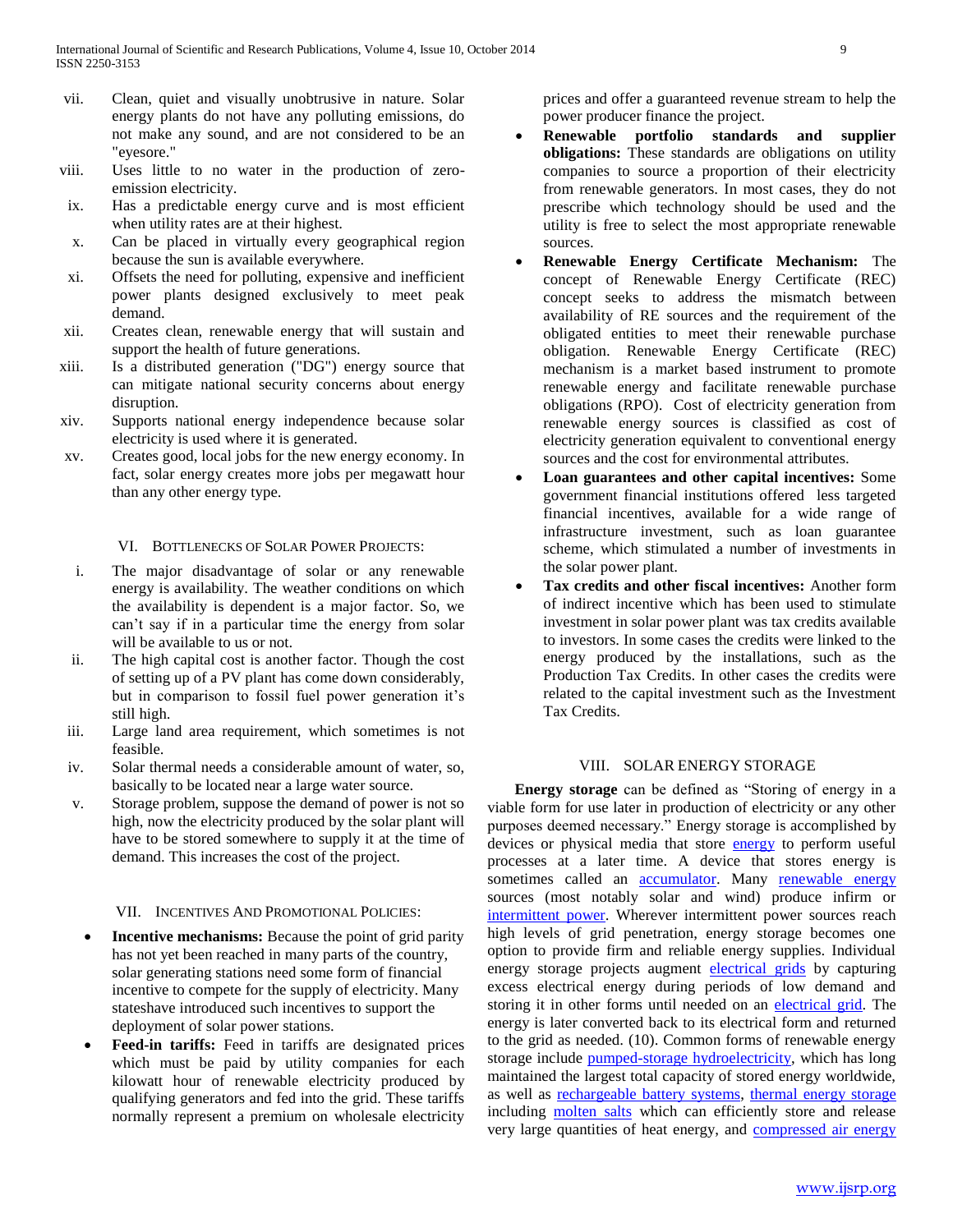vii. Clean, quiet and visually unobtrusive in nature. Solar energy plants do not have any polluting emissions, do not make any sound, and are not considered to be an "eyesore."

viii. Uses little to no water in the production of zero-emission electricity.

ix. Has a predictable energy curve and is most efficient when utility rates are at their highest.

x. Can be placed in virtually every geographical region because the sun is available everywhere.

xi. Offsets the need for polluting, expensive and inefficient power plants designed exclusively to meet peak demand.

xii. Creates clean, renewable energy that will sustain and support the health of future generations.

xiii. Is a distributed generation ("DG") energy source that can mitigate national security concerns about energy disruption.

xiv. Supports national energy independence because solar electricity is used where it is generated.

xv. Creates good, local jobs for the new energy economy. In fact, solar energy creates more jobs per megawatt hour than any other energy type.

## VI. Bottlenecks of Solar Power Projects:

i. The major disadvantage of solar or any renewable energy is availability. The weather conditions on which the availability is dependent is a major factor. So, we can't say if in a particular time the energy from solar will be available to us or not.

ii. The high capital cost is another factor. Though the cost of setting up of a PV plant has come down considerably, but in comparison to fossil fuel power generation it's still high.

iii. Large land area requirement, which sometimes is not feasible.

iv. Solar thermal needs a considerable amount of water, so, basically to be located near a large water source.

v. Storage problem, suppose the demand of power is not so high, now the electricity produced by the solar plant will have to be stored somewhere to supply it at the time of demand. This increases the cost of the project.

## VII. Incentives and Promotional Policies:

- **Incentive mechanisms:** Because the point of grid parity has not yet been reached in many parts of the country, solar generating stations need some form of financial incentive to compete for the supply of electricity. Many stateshave introduced such incentives to support the deployment of solar power stations.
- **Feed-in tariffs:** Feed in tariffs are designated prices which must be paid by utility companies for each kilowatt hour of renewable electricity produced by qualifying generators and fed into the grid. These tariffs normally represent a premium on wholesale electricity prices and offer a guaranteed revenue stream to help the power producer finance the project.
- **Renewable portfolio standards and supplier obligations:** These standards are obligations on utility companies to source a proportion of their electricity from renewable generators. In most cases, they do not prescribe which technology should be used and the utility is free to select the most appropriate renewable sources.
- **Renewable Energy Certificate Mechanism:** The concept of Renewable Energy Certificate (REC) concept seeks to address the mismatch between availability of RE sources and the requirement of the obligated entities to meet their renewable purchase obligation. Renewable Energy Certificate (REC) mechanism is a market based instrument to promote renewable energy and facilitate renewable purchase obligations (RPO). Cost of electricity generation from renewable energy sources is classified as cost of electricity generation equivalent to conventional energy sources and the cost for environmental attributes.
- **Loan guarantees and other capital incentives:** Some government financial institutions offered less targeted financial incentives, available for a wide range of infrastructure investment, such as loan guarantee scheme, which stimulated a number of investments in the solar power plant.
- **Tax credits and other fiscal incentives:** Another form of indirect incentive which has been used to stimulate investment in solar power plant was tax credits available to investors. In some cases the credits were linked to the energy produced by the installations, such as the Production Tax Credits. In other cases the credits were related to the capital investment such as the Investment Tax Credits.

## VIII. SOLAR ENERGY STORAGE

**Energy storage** can be defined as "Storing of energy in a viable form for use later in production of electricity or any other purposes deemed necessary." Energy storage is accomplished by devices or physical media that store energy to perform useful processes at a later time. A device that stores energy is sometimes called an accumulator. Many renewable energy sources (most notably solar and wind) produce infirm or intermittent power. Wherever intermittent power sources reach high levels of grid penetration, energy storage becomes one option to provide firm and reliable energy supplies. Individual energy storage projects augment electrical grids by capturing excess electrical energy during periods of low demand and storing it in other forms until needed on an electrical grid. The energy is later converted back to its electrical form and returned to the grid as needed. (10). Common forms of renewable energy storage include pumped-storage hydroelectricity, which has long maintained the largest total capacity of stored energy worldwide, as well as rechargeable battery systems, thermal energy storage including molten salts which can efficiently store and release very large quantities of heat energy, and compressed air energy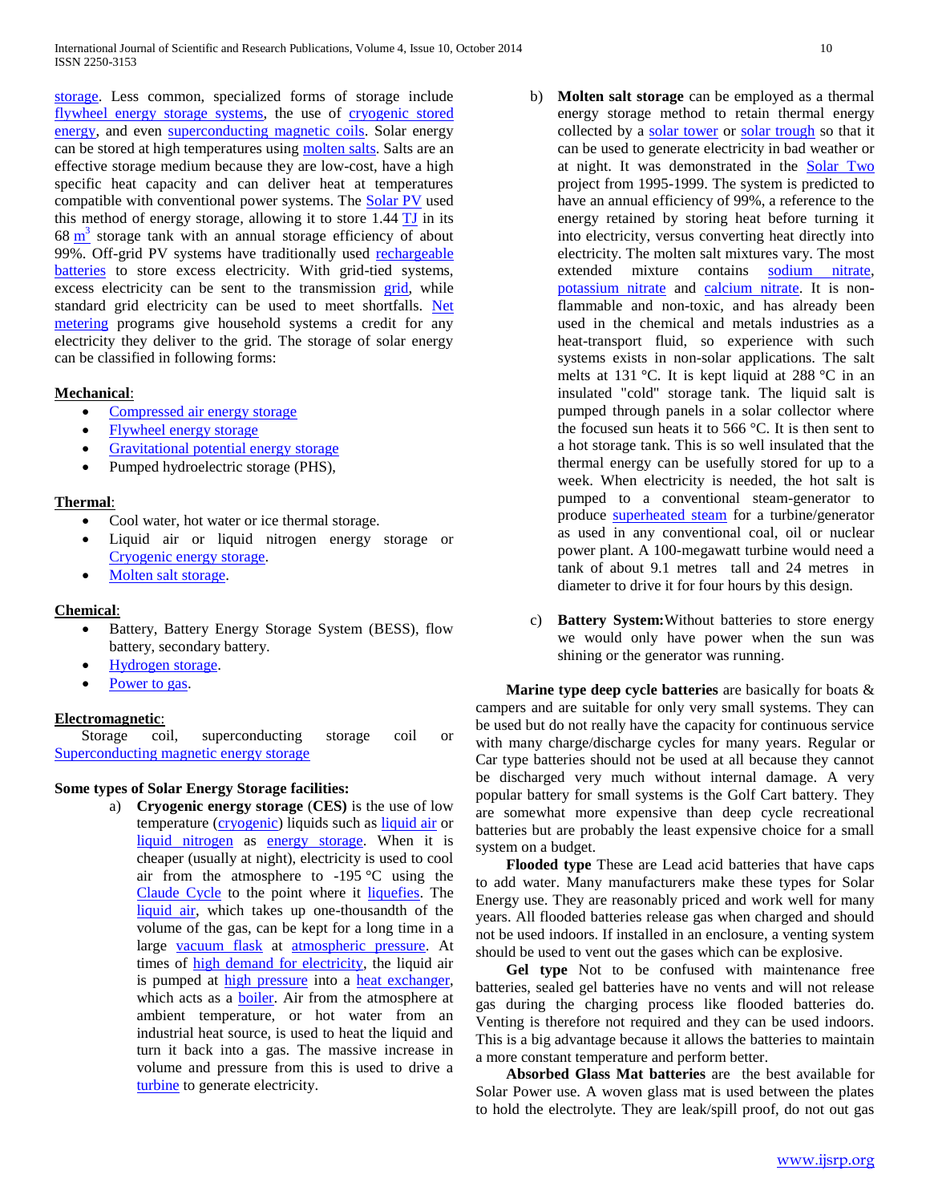storage. Less common, specialized forms of storage include flywheel energy storage systems, the use of cryogenic stored energy, and even superconducting magnetic coils. Solar energy can be stored at high temperatures using molten salts. Salts are an effective storage medium because they are low-cost, have a high specific heat capacity and can deliver heat at temperatures compatible with conventional power systems. The Solar PV used this method of energy storage, allowing it to store 1.44 TJ in its 68 $m^3$ storage tank with an annual storage efficiency of about 99%. Off-grid PV systems have traditionally used rechargeable batteries to store excess electricity. With grid-tied systems, excess electricity can be sent to the transmission grid, while standard grid electricity can be used to meet shortfalls. Net metering programs give household systems a credit for any electricity they deliver to the grid. The storage of solar energy can be classified in following forms:

**Mechanical**:

- Compressed air energy storage
- Flywheel energy storage
- Gravitational potential energy storage
- Pumped hydroelectric storage (PHS),

**Thermal**:

- Cool water, hot water or ice thermal storage.
- Liquid air or liquid nitrogen energy storage or Cryogenic energy storage.
- Molten salt storage.

**Chemical**:

- Battery, Battery Energy Storage System (BESS), flow battery, secondary battery.
- Hydrogen storage.
- Power to gas.

**Electromagnetic**:

Storage coil, superconducting storage coil or Superconducting magnetic energy storage

**Some types of Solar Energy Storage facilities:**

a) **Cryogenic energy storage** (**CES**) is the use of low temperature (cryogenic) liquids such as liquid air or liquid nitrogen as energy storage. When it is cheaper (usually at night), electricity is used to cool air from the atmosphere to -195 °C using the Claude Cycle to the point where it liquefies. The liquid air, which takes up one-thousandth of the volume of the gas, can be kept for a long time in a large vacuum flask at atmospheric pressure. At times of high demand for electricity, the liquid air is pumped at high pressure into a heat exchanger, which acts as a boiler. Air from the atmosphere at ambient temperature, or hot water from an industrial heat source, is used to heat the liquid and turn it back into a gas. The massive increase in volume and pressure from this is used to drive a turbine to generate electricity.

b) **Molten salt storage** can be employed as a thermal energy storage method to retain thermal energy collected by a solar tower or solar trough so that it can be used to generate electricity in bad weather or at night. It was demonstrated in the Solar Two project from 1995-1999. The system is predicted to have an annual efficiency of 99%, a reference to the energy retained by storing heat before turning it into electricity, versus converting heat directly into electricity. The molten salt mixtures vary. The most extended mixture contains sodium nitrate, potassium nitrate and calcium nitrate. It is non-flammable and non-toxic, and has already been used in the chemical and metals industries as a heat-transport fluid, so experience with such systems exists in non-solar applications. The salt melts at 131 °C. It is kept liquid at 288 °C in an insulated "cold" storage tank. The liquid salt is pumped through panels in a solar collector where the focused sun heats it to 566 °C. It is then sent to a hot storage tank. This is so well insulated that the thermal energy can be usefully stored for up to a week. When electricity is needed, the hot salt is pumped to a conventional steam-generator to produce superheated steam for a turbine/generator as used in any conventional coal, oil or nuclear power plant. A 100-megawatt turbine would need a tank of about 9.1 metres tall and 24 metres in diameter to drive it for four hours by this design.

c) **Battery System:**Without batteries to store energy we would only have power when the sun was shining or the generator was running.

**Marine type deep cycle batteries** are basically for boats & campers and are suitable for only very small systems. They can be used but do not really have the capacity for continuous service with many charge/discharge cycles for many years. Regular or Car type batteries should not be used at all because they cannot be discharged very much without internal damage. A very popular battery for small systems is the Golf Cart battery. They are somewhat more expensive than deep cycle recreational batteries but are probably the least expensive choice for a small system on a budget.

**Flooded type** These are Lead acid batteries that have caps to add water. Many manufacturers make these types for Solar Energy use. They are reasonably priced and work well for many years. All flooded batteries release gas when charged and should not be used indoors. If installed in an enclosure, a venting system should be used to vent out the gases which can be explosive.

**Gel type** Not to be confused with maintenance free batteries, sealed gel batteries have no vents and will not release gas during the charging process like flooded batteries do. Venting is therefore not required and they can be used indoors. This is a big advantage because it allows the batteries to maintain a more constant temperature and perform better.

**Absorbed Glass Mat batteries** are the best available for Solar Power use. A woven glass mat is used between the plates to hold the electrolyte. They are leak/spill proof, do not out gas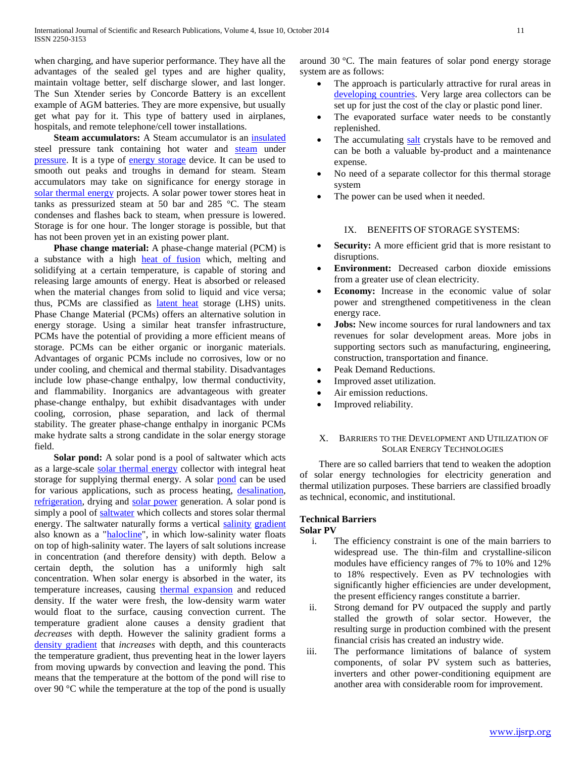when charging, and have superior performance. They have all the advantages of the sealed gel types and are higher quality, maintain voltage better, self discharge slower, and last longer. The Sun Xtender series by Concorde Battery is an excellent example of AGM batteries. They are more expensive, but usually get what pay for it. This type of battery used in airplanes, hospitals, and remote telephone/cell tower installations.

**Steam accumulators:** A Steam accumulator is an insulated steel pressure tank containing hot water and steam under pressure. It is a type of energy storage device. It can be used to smooth out peaks and troughs in demand for steam. Steam accumulators may take on significance for energy storage in solar thermal energy projects. A solar power tower stores heat in tanks as pressurized steam at 50 bar and 285 °C. The steam condenses and flashes back to steam, when pressure is lowered. Storage is for one hour. The longer storage is possible, but that has not been proven yet in an existing power plant.

**Phase change material:** A phase-change material (PCM) is a substance with a high heat of fusion which, melting and solidifying at a certain temperature, is capable of storing and releasing large amounts of energy. Heat is absorbed or released when the material changes from solid to liquid and vice versa; thus, PCMs are classified as latent heat storage (LHS) units. Phase Change Material (PCMs) offers an alternative solution in energy storage. Using a similar heat transfer infrastructure, PCMs have the potential of providing a more efficient means of storage. PCMs can be either organic or inorganic materials. Advantages of organic PCMs include no corrosives, low or no under cooling, and chemical and thermal stability. Disadvantages include low phase-change enthalpy, low thermal conductivity, and flammability. Inorganics are advantageous with greater phase-change enthalpy, but exhibit disadvantages with under cooling, corrosion, phase separation, and lack of thermal stability. The greater phase-change enthalpy in inorganic PCMs make hydrate salts a strong candidate in the solar energy storage field.

**Solar pond:** A solar pond is a pool of saltwater which acts as a large-scale solar thermal energy collector with integral heat storage for supplying thermal energy. A solar pond can be used for various applications, such as process heating, desalination, refrigeration, drying and solar power generation. A solar pond is simply a pool of saltwater which collects and stores solar thermal energy. The saltwater naturally forms a vertical salinity gradient also known as a "halocline", in which low-salinity water floats on top of high-salinity water. The layers of salt solutions increase in concentration (and therefore density) with depth. Below a certain depth, the solution has a uniformly high salt concentration. When solar energy is absorbed in the water, its temperature increases, causing thermal expansion and reduced density. If the water were fresh, the low-density warm water would float to the surface, causing convection current. The temperature gradient alone causes a density gradient that *decreases* with depth. However the salinity gradient forms a density gradient that *increases* with depth, and this counteracts the temperature gradient, thus preventing heat in the lower layers from moving upwards by convection and leaving the pond. This means that the temperature at the bottom of the pond will rise to over 90 °C while the temperature at the top of the pond is usually around 30 °C. The main features of solar pond energy storage system are as follows:

- The approach is particularly attractive for rural areas in developing countries. Very large area collectors can be set up for just the cost of the clay or plastic pond liner.
- The evaporated surface water needs to be constantly replenished.
- The accumulating salt crystals have to be removed and can be both a valuable by-product and a maintenance expense.
- No need of a separate collector for this thermal storage system
- The power can be used when it needed.

## IX. Benefits of Storage Systems:

- **Security:** A more efficient grid that is more resistant to disruptions.
- **Environment:** Decreased carbon dioxide emissions from a greater use of clean electricity.
- **Economy:** Increase in the economic value of solar power and strengthened competitiveness in the clean energy race.
- **Jobs:** New income sources for rural landowners and tax revenues for solar development areas. More jobs in supporting sectors such as manufacturing, engineering, construction, transportation and finance.
- Peak Demand Reductions.
- Improved asset utilization.
- Air emission reductions.
- Improved reliability.

## X. Barriers to the Development and Utilization of Solar Energy Technologies

There are so called barriers that tend to weaken the adoption of solar energy technologies for electricity generation and thermal utilization purposes. These barriers are classified broadly as technical, economic, and institutional.

### Technical Barriers

**Solar PV**

i. The efficiency constraint is one of the main barriers to widespread use. The thin-film and crystalline-silicon modules have efficiency ranges of 7% to 10% and 12% to 18% respectively. Even as PV technologies with significantly higher efficiencies are under development, the present efficiency ranges constitute a barrier.

ii. Strong demand for PV outpaced the supply and partly stalled the growth of solar sector. However, the resulting surge in production combined with the present financial crisis has created an industry wide.

iii. The performance limitations of balance of system components, of solar PV system such as batteries, inverters and other power-conditioning equipment are another area with considerable room for improvement.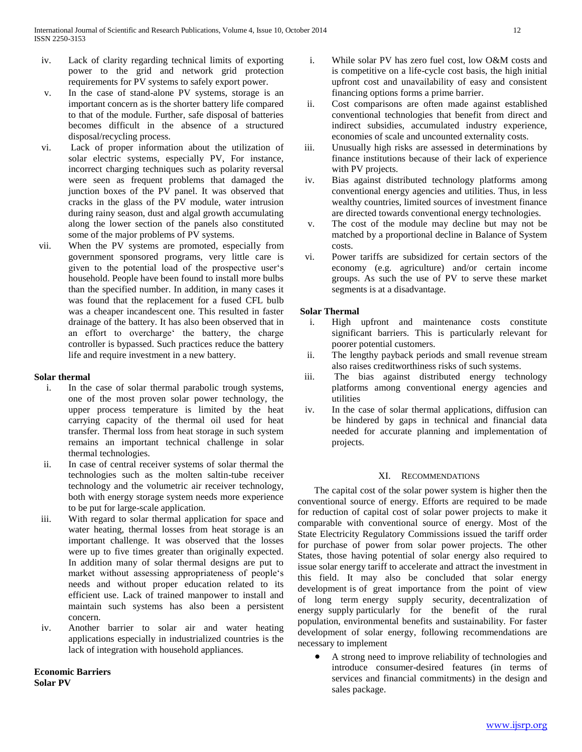iv. Lack of clarity regarding technical limits of exporting power to the grid and network grid protection requirements for PV systems to safely export power.

v. In the case of stand-alone PV systems, storage is an important concern as is the shorter battery life compared to that of the module. Further, safe disposal of batteries becomes difficult in the absence of a structured disposal/recycling process.

vi. Lack of proper information about the utilization of solar electric systems, especially PV, For instance, incorrect charging techniques such as polarity reversal were seen as frequent problems that damaged the junction boxes of the PV panel. It was observed that cracks in the glass of the PV module, water intrusion during rainy season, dust and algal growth accumulating along the lower section of the panels also constituted some of the major problems of PV systems.

vii. When the PV systems are promoted, especially from government sponsored programs, very little care is given to the potential load of the prospective user‘s household. People have been found to install more bulbs than the specified number. In addition, in many cases it was found that the replacement for a fused CFL bulb was a cheaper incandescent one. This resulted in faster drainage of the battery. It has also been observed that in an effort to overcharge‘ the battery, the charge controller is bypassed. Such practices reduce the battery life and require investment in a new battery.

**Solar thermal**

i. In the case of solar thermal parabolic trough systems, one of the most proven solar power technology, the upper process temperature is limited by the heat carrying capacity of the thermal oil used for heat transfer. Thermal loss from heat storage in such system remains an important technical challenge in solar thermal technologies.

ii. In case of central receiver systems of solar thermal the technologies such as the molten saltin-tube receiver technology and the volumetric air receiver technology, both with energy storage system needs more experience to be put for large-scale application.

iii. With regard to solar thermal application for space and water heating, thermal losses from heat storage is an important challenge. It was observed that the losses were up to five times greater than originally expected. In addition many of solar thermal designs are put to market without assessing appropriateness of people‘s needs and without proper education related to its efficient use. Lack of trained manpower to install and maintain such systems has also been a persistent concern.

iv. Another barrier to solar air and water heating applications especially in industrialized countries is the lack of integration with household appliances.

**Economic Barriers**
**Solar PV**

i. While solar PV has zero fuel cost, low O&M costs and is competitive on a life-cycle cost basis, the high initial upfront cost and unavailability of easy and consistent financing options forms a prime barrier.

ii. Cost comparisons are often made against established conventional technologies that benefit from direct and indirect subsidies, accumulated industry experience, economies of scale and uncounted externality costs.

iii. Unusually high risks are assessed in determinations by finance institutions because of their lack of experience with PV projects.

iv. Bias against distributed technology platforms among conventional energy agencies and utilities. Thus, in less wealthy countries, limited sources of investment finance are directed towards conventional energy technologies.

v. The cost of the module may decline but may not be matched by a proportional decline in Balance of System costs.

vi. Power tariffs are subsidized for certain sectors of the economy (e.g. agriculture) and/or certain income groups. As such the use of PV to serve these market segments is at a disadvantage.

**Solar Thermal**

i. High upfront and maintenance costs constitute significant barriers. This is particularly relevant for poorer potential customers.

ii. The lengthy payback periods and small revenue stream also raises creditworthiness risks of such systems.

iii. The bias against distributed energy technology platforms among conventional energy agencies and utilities

iv. In the case of solar thermal applications, diffusion can be hindered by gaps in technical and financial data needed for accurate planning and implementation of projects.

## XI. Recommendations

The capital cost of the solar power system is higher then the conventional source of energy. Efforts are required to be made for reduction of capital cost of solar power projects to make it comparable with conventional source of energy. Most of the State Electricity Regulatory Commissions issued the tariff order for purchase of power from solar power projects. The other States, those having potential of solar energy also required to issue solar energy tariff to accelerate and attract the investment in this field. It may also be concluded that solar energy development is of great importance from the point of view of long term energy supply security, decentralization of energy supply particularly for the benefit of the rural population, environmental benefits and sustainability. For faster development of solar energy, following recommendations are necessary to implement

- A strong need to improve reliability of technologies and introduce consumer-desired features (in terms of services and financial commitments) in the design and sales package.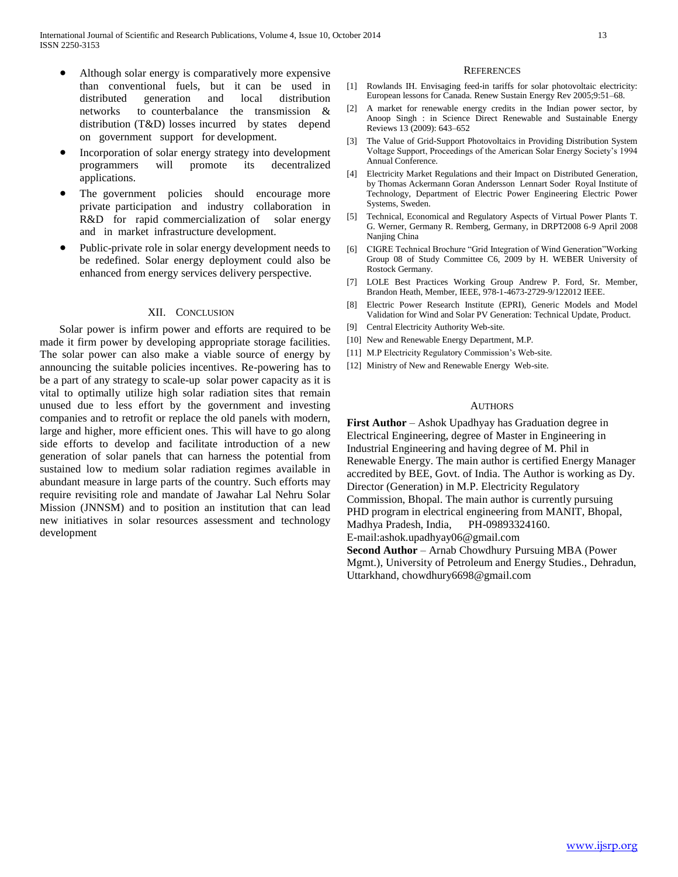- Although solar energy is comparatively more expensive than conventional fuels, but it can be used in distributed generation and local distribution networks to counterbalance the transmission & distribution (T&D) losses incurred by states depend on government support for development.
- Incorporation of solar energy strategy into development programmers will promote its decentralized applications.
- The government policies should encourage more private participation and industry collaboration in R&D for rapid commercialization of solar energy and in market infrastructure development.
- Public-private role in solar energy development needs to be redefined. Solar energy deployment could also be enhanced from energy services delivery perspective.

## XII. Conclusion

Solar power is infirm power and efforts are required to be made it firm power by developing appropriate storage facilities. The solar power can also make a viable source of energy by announcing the suitable policies incentives. Re-powering has to be a part of any strategy to scale-up solar power capacity as it is vital to optimally utilize high solar radiation sites that remain unused due to less effort by the government and investing companies and to retrofit or replace the old panels with modern, large and higher, more efficient ones. This will have to go along side efforts to develop and facilitate introduction of a new generation of solar panels that can harness the potential from sustained low to medium solar radiation regimes available in abundant measure in large parts of the country. Such efforts may require revisiting role and mandate of Jawahar Lal Nehru Solar Mission (JNNSM) and to position an institution that can lead new initiatives in solar resources assessment and technology development

## References

[1] Rowlands IH. Envisaging feed-in tariffs for solar photovoltaic electricity: European lessons for Canada. Renew Sustain Energy Rev 2005;9:51–68.

[2] A market for renewable energy credits in the Indian power sector, by Anoop Singh : in Science Direct Renewable and Sustainable Energy Reviews 13 (2009): 643–652

[3] The Value of Grid-Support Photovoltaics in Providing Distribution System Voltage Support, Proceedings of the American Solar Energy Society's 1994 Annual Conference.

[4] Electricity Market Regulations and their Impact on Distributed Generation, by Thomas Ackermann Goran Andersson Lennart Soder Royal Institute of Technology, Department of Electric Power Engineering Electric Power Systems, Sweden.

[5] Technical, Economical and Regulatory Aspects of Virtual Power Plants T. G. Werner, Germany R. Remberg, Germany, in DRPT2008 6-9 April 2008 Nanjing China

[6] CIGRE Technical Brochure "Grid Integration of Wind Generation"Working Group 08 of Study Committee C6, 2009 by H. WEBER University of Rostock Germany.

[7] LOLE Best Practices Working Group Andrew P. Ford, Sr. Member, Brandon Heath, Member, IEEE, 978-1-4673-2729-9/122012 IEEE.

[8] Electric Power Research Institute (EPRI), Generic Models and Model Validation for Wind and Solar PV Generation: Technical Update, Product.

[9] Central Electricity Authority Web-site.

[10] New and Renewable Energy Department, M.P.

[11] M.P Electricity Regulatory Commission's Web-site.

[12] Ministry of New and Renewable Energy Web-site.

## Authors

**First Author** – Ashok Upadhyay has Graduation degree in Electrical Engineering, degree of Master in Engineering in Industrial Engineering and having degree of M. Phil in Renewable Energy. The main author is certified Energy Manager accredited by BEE, Govt. of India. The Author is working as Dy. Director (Generation) in M.P. Electricity Regulatory Commission, Bhopal. The main author is currently pursuing PHD program in electrical engineering from MANIT, Bhopal, Madhya Pradesh, India, PH-09893324160.
E-mail:ashok.upadhyay06@gmail.com

**Second Author** – Arnab Chowdhury Pursuing MBA (Power Mgmt.), University of Petroleum and Energy Studies., Dehradun, Uttarkhand, chowdhury6698@gmail.com